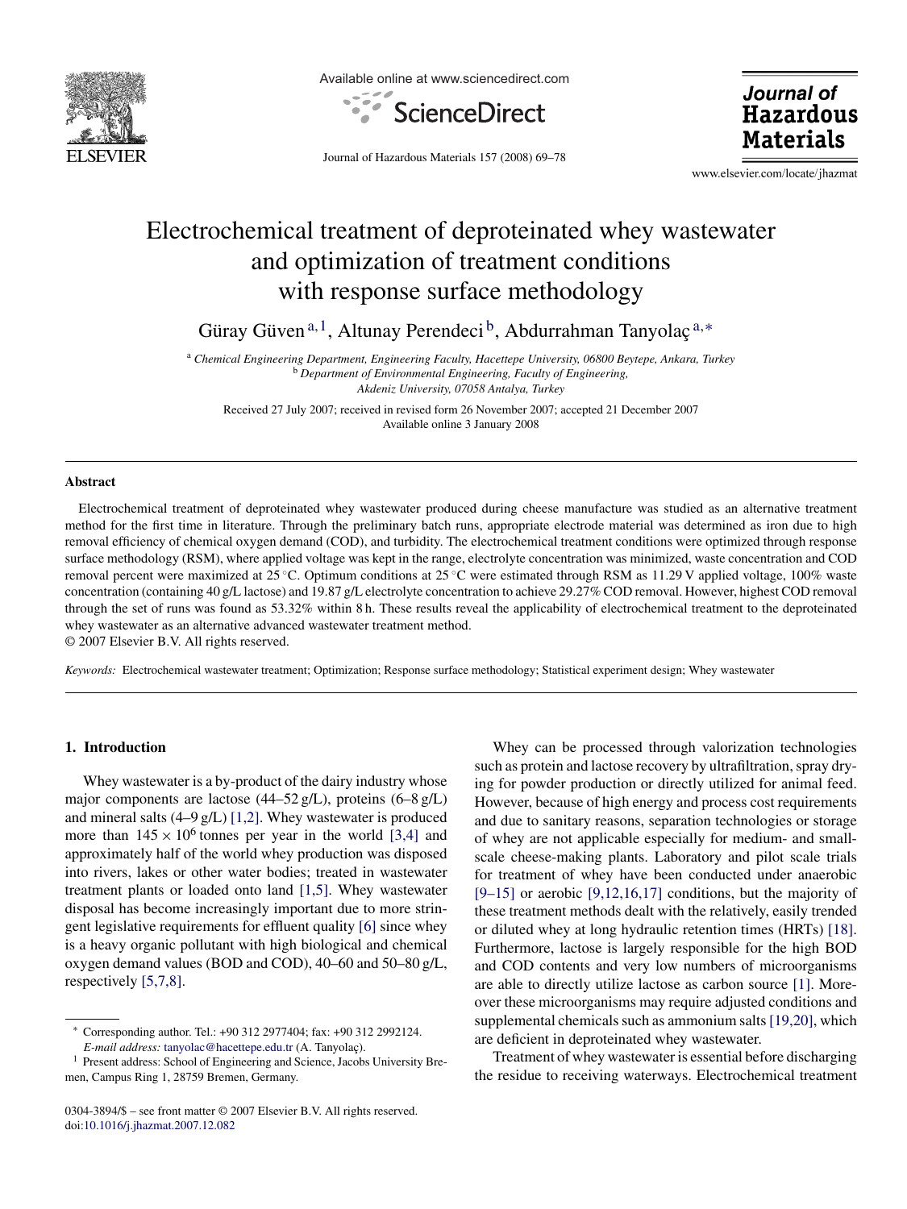# Electrochemical treatment of deproteinated whey wastewater and optimization of treatment conditions with response surface methodology

Güray Güven [a,1], Altunay Perendeci [b], Abdurrahman Tanyolaç [a,*]

[a] *Chemical Engineering Department, Engineering Faculty, Hacettepe University, 06800 Beytepe, Ankara, Turkey*
[b] *Department of Environmental Engineering, Faculty of Engineering, Akdeniz University, 07058 Antalya, Turkey*

Received 27 July 2007; received in revised form 26 November 2007; accepted 21 December 2007
Available online 3 January 2008

## Abstract

Electrochemical treatment of deproteinated whey wastewater produced during cheese manufacture was studied as an alternative treatment method for the first time in literature. Through the preliminary batch runs, appropriate electrode material was determined as iron due to high removal efficiency of chemical oxygen demand (COD), and turbidity. The electrochemical treatment conditions were optimized through response surface methodology (RSM), where applied voltage was kept in the range, electrolyte concentration was minimized, waste concentration and COD removal percent were maximized at 25 °C. Optimum conditions at 25 °C were estimated through RSM as 11.29 V applied voltage, 100% waste concentration (containing 40 g/L lactose) and 19.87 g/L electrolyte concentration to achieve 29.27% COD removal. However, highest COD removal through the set of runs was found as 53.32% within 8 h. These results reveal the applicability of electrochemical treatment to the deproteinated whey wastewater as an alternative advanced wastewater treatment method.
© 2007 Elsevier B.V. All rights reserved.

*Keywords:* Electrochemical wastewater treatment; Optimization; Response surface methodology; Statistical experiment design; Whey wastewater

## 1. Introduction

Whey wastewater is a by-product of the dairy industry whose major components are lactose (44–52 g/L), proteins (6–8 g/L) and mineral salts (4–9 g/L) [1,2]. Whey wastewater is produced more than $145 \times 10^6$ tonnes per year in the world [3,4] and approximately half of the world whey production was disposed into rivers, lakes or other water bodies; treated in wastewater treatment plants or loaded onto land [1,5]. Whey wastewater disposal has become increasingly important due to more stringent legislative requirements for effluent quality [6] since whey is a heavy organic pollutant with high biological and chemical oxygen demand values (BOD and COD), 40–60 and 50–80 g/L, respectively [5,7,8].

Whey can be processed through valorization technologies such as protein and lactose recovery by ultrafiltration, spray drying for powder production or directly utilized for animal feed. However, because of high energy and process cost requirements and due to sanitary reasons, separation technologies or storage of whey are not applicable especially for medium- and small-scale cheese-making plants. Laboratory and pilot scale trials for treatment of whey have been conducted under anaerobic [9–15] or aerobic [9,12,16,17] conditions, but the majority of these treatment methods dealt with the relatively, easily trended or diluted whey at long hydraulic retention times (HRTs) [18]. Furthermore, lactose is largely responsible for the high BOD and COD contents and very low numbers of microorganisms are able to directly utilize lactose as carbon source [1]. Moreover these microorganisms may require adjusted conditions and supplemental chemicals such as ammonium salts [19,20], which are deficient in deproteinated whey wastewater.

Treatment of whey wastewater is essential before discharging the residue to receiving waterways. Electrochemical treatment

---

\* Corresponding author. Tel.: +90 312 2977404; fax: +90 312 2992124.
*E-mail address:* tanyolac@hacettepe.edu.tr (A. Tanyolaç).

[1] Present address: School of Engineering and Science, Jacobs University Bremen, Campus Ring 1, 28759 Bremen, Germany.

0304-3894/$ – see front matter © 2007 Elsevier B.V. All rights reserved.
doi:10.1016/j.jhazmat.2007.12.082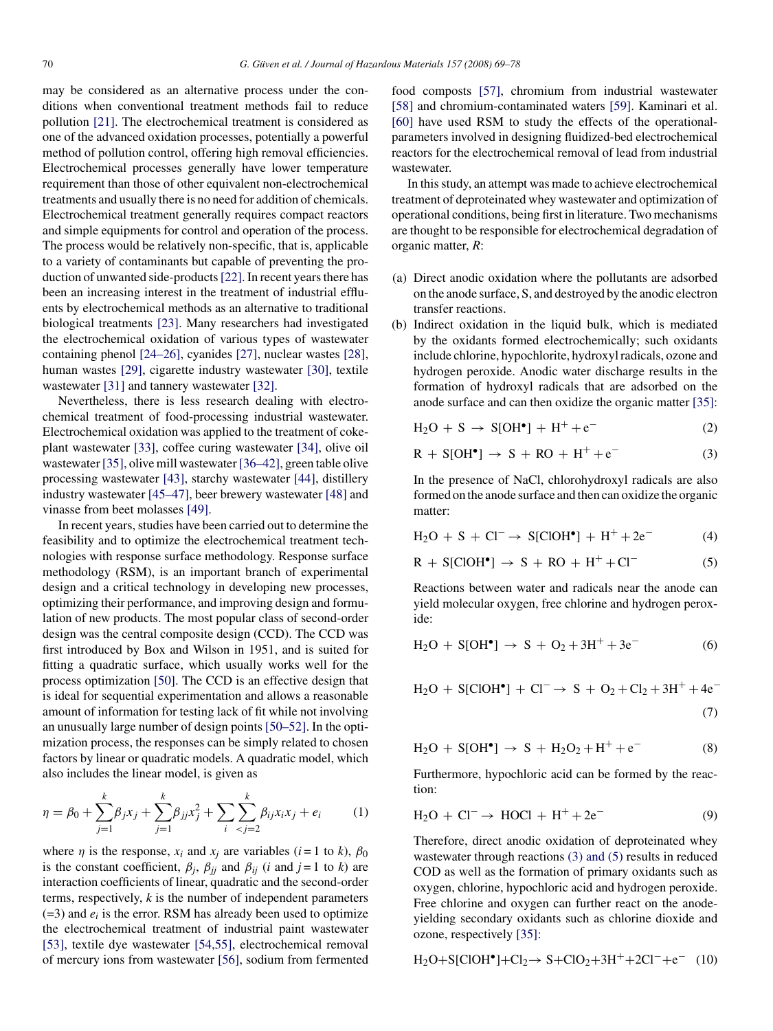may be considered as an alternative process under the conditions when conventional treatment methods fail to reduce pollution [21]. The electrochemical treatment is considered as one of the advanced oxidation processes, potentially a powerful method of pollution control, offering high removal efficiencies. Electrochemical processes generally have lower temperature requirement than those of other equivalent non-electrochemical treatments and usually there is no need for addition of chemicals. Electrochemical treatment generally requires compact reactors and simple equipments for control and operation of the process. The process would be relatively non-specific, that is, applicable to a variety of contaminants but capable of preventing the production of unwanted side-products [22]. In recent years there has been an increasing interest in the treatment of industrial effluents by electrochemical methods as an alternative to traditional biological treatments [23]. Many researchers had investigated the electrochemical oxidation of various types of wastewater containing phenol [24–26], cyanides [27], nuclear wastes [28], human wastes [29], cigarette industry wastewater [30], textile wastewater [31] and tannery wastewater [32].

Nevertheless, there is less research dealing with electrochemical treatment of food-processing industrial wastewater. Electrochemical oxidation was applied to the treatment of coke-plant wastewater [33], coffee curing wastewater [34], olive oil wastewater [35], olive mill wastewater [36–42], green table olive processing wastewater [43], starchy wastewater [44], distillery industry wastewater [45–47], beer brewery wastewater [48] and vinasse from beet molasses [49].

In recent years, studies have been carried out to determine the feasibility and to optimize the electrochemical treatment technologies with response surface methodology. Response surface methodology (RSM), is an important branch of experimental design and a critical technology in developing new processes, optimizing their performance, and improving design and formulation of new products. The most popular class of second-order design was the central composite design (CCD). The CCD was first introduced by Box and Wilson in 1951, and is suited for fitting a quadratic surface, which usually works well for the process optimization [50]. The CCD is an effective design that is ideal for sequential experimentation and allows a reasonable amount of information for testing lack of fit while not involving an unusually large number of design points [50–52]. In the optimization process, the responses can be simply related to chosen factors by linear or quadratic models. A quadratic model, which also includes the linear model, is given as

$$\eta = \beta_0 + \sum_{j=1}^{k} \beta_j x_j + \sum_{j=1}^{k} \beta_{jj} x_j^2 + \sum_{i} \sum_{<j=2}^{k} \beta_{ij} x_i x_j + e_i \qquad (1)$$

where $\eta$ is the response, $x_i$ and $x_j$ are variables ($i = 1$ to $k$), $\beta_0$ is the constant coefficient, $\beta_j$, $\beta_{jj}$ and $\beta_{ij}$ ($i$ and $j = 1$ to $k$) are interaction coefficients of linear, quadratic and the second-order terms, respectively, $k$ is the number of independent parameters (=3) and $e_i$ is the error. RSM has already been used to optimize the electrochemical treatment of industrial paint wastewater [53], textile dye wastewater [54,55], electrochemical removal of mercury ions from wastewater [56], sodium from fermented food composts [57], chromium from industrial wastewater [58] and chromium-contaminated waters [59]. Kaminari et al. [60] have used RSM to study the effects of the operational-parameters involved in designing fluidized-bed electrochemical reactors for the electrochemical removal of lead from industrial wastewater.

In this study, an attempt was made to achieve electrochemical treatment of deproteinated whey wastewater and optimization of operational conditions, being first in literature. Two mechanisms are thought to be responsible for electrochemical degradation of organic matter, *R*:

(a) Direct anodic oxidation where the pollutants are adsorbed on the anode surface, S, and destroyed by the anodic electron transfer reactions.
(b) Indirect oxidation in the liquid bulk, which is mediated by the oxidants formed electrochemically; such oxidants include chlorine, hypochlorite, hydroxyl radicals, ozone and hydrogen peroxide. Anodic water discharge results in the formation of hydroxyl radicals that are adsorbed on the anode surface and can then oxidize the organic matter [35]:

$$H_2O + S \rightarrow S[OH^\bullet] + H^+ + e^- \qquad (2)$$

$$R + S[OH^\bullet] \rightarrow S + RO + H^+ + e^- \qquad (3)$$

In the presence of NaCl, chlorohydroxyl radicals are also formed on the anode surface and then can oxidize the organic matter:

$$H_2O + S + Cl^- \rightarrow S[ClOH^\bullet] + H^+ + 2e^- \qquad (4)$$

$$R + S[ClOH^\bullet] \rightarrow S + RO + H^+ + Cl^- \qquad (5)$$

Reactions between water and radicals near the anode can yield molecular oxygen, free chlorine and hydrogen peroxide:

$$H_2O + S[OH^\bullet] \rightarrow S + O_2 + 3H^+ + 3e^- \qquad (6)$$

$$H_2O + S[ClOH^\bullet] + Cl^- \rightarrow S + O_2 + Cl_2 + 3H^+ + 4e^- \qquad (7)$$

$$H_2O + S[OH^\bullet] \rightarrow S + H_2O_2 + H^+ + e^- \qquad (8)$$

Furthermore, hypochloric acid can be formed by the reaction:

$$H_2O + Cl^- \rightarrow HOCl + H^+ + 2e^- \qquad (9)$$

Therefore, direct anodic oxidation of deproteinated whey wastewater through reactions (3) and (5) results in reduced COD as well as the formation of primary oxidants such as oxygen, chlorine, hypochloric acid and hydrogen peroxide. Free chlorine and oxygen can further react on the anode-yielding secondary oxidants such as chlorine dioxide and ozone, respectively [35]:

$$H_2O + S[ClOH^\bullet] + Cl_2 \rightarrow S + ClO_2 + 3H^+ + 2Cl^- + e^- \qquad (10)$$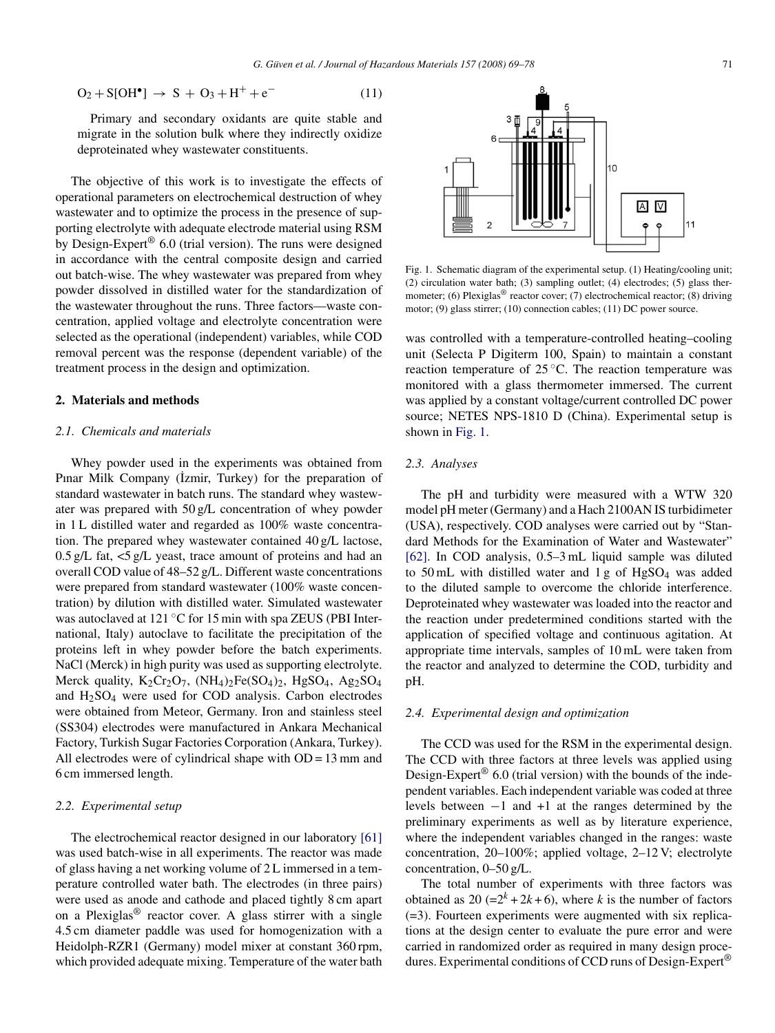$$O_2 + S[OH^\bullet] \rightarrow S + O_3 + H^+ + e^- \quad (11)$$

Primary and secondary oxidants are quite stable and migrate in the solution bulk where they indirectly oxidize deproteinated whey wastewater constituents.

The objective of this work is to investigate the effects of operational parameters on electrochemical destruction of whey wastewater and to optimize the process in the presence of supporting electrolyte with adequate electrode material using RSM by Design-Expert® 6.0 (trial version). The runs were designed in accordance with the central composite design and carried out batch-wise. The whey wastewater was prepared from whey powder dissolved in distilled water for the standardization of the wastewater throughout the runs. Three factors—waste concentration, applied voltage and electrolyte concentration were selected as the operational (independent) variables, while COD removal percent was the response (dependent variable) of the treatment process in the design and optimization.

## 2. Materials and methods

### 2.1. Chemicals and materials

Whey powder used in the experiments was obtained from Pınar Milk Company (İzmir, Turkey) for the preparation of standard wastewater in batch runs. The standard whey wastewater was prepared with 50 g/L concentration of whey powder in 1 L distilled water and regarded as 100% waste concentration. The prepared whey wastewater contained 40 g/L lactose, 0.5 g/L fat, <5 g/L yeast, trace amount of proteins and had an overall COD value of 48–52 g/L. Different waste concentrations were prepared from standard wastewater (100% waste concentration) by dilution with distilled water. Simulated wastewater was autoclaved at 121 °C for 15 min with spa ZEUS (PBI International, Italy) autoclave to facilitate the precipitation of the proteins left in whey powder before the batch experiments. NaCl (Merck) in high purity was used as supporting electrolyte. Merck quality, $K_2Cr_2O_7$, $(NH_4)_2Fe(SO_4)_2$, $HgSO_4$, $Ag_2SO_4$ and $H_2SO_4$ were used for COD analysis. Carbon electrodes were obtained from Meteor, Germany. Iron and stainless steel (SS304) electrodes were manufactured in Ankara Mechanical Factory, Turkish Sugar Factories Corporation (Ankara, Turkey). All electrodes were of cylindrical shape with OD = 13 mm and 6 cm immersed length.

### 2.2. Experimental setup

The electrochemical reactor designed in our laboratory [61] was used batch-wise in all experiments. The reactor was made of glass having a net working volume of 2 L immersed in a temperature controlled water bath. The electrodes (in three pairs) were used as anode and cathode and placed tightly 8 cm apart on a Plexiglas® reactor cover. A glass stirrer with a single 4.5 cm diameter paddle was used for homogenization with a Heidolph-RZR1 (Germany) model mixer at constant 360 rpm, which provided adequate mixing. Temperature of the water bath was controlled with a temperature-controlled heating–cooling unit (Selecta P Digiterm 100, Spain) to maintain a constant reaction temperature of 25 °C. The reaction temperature was monitored with a glass thermometer immersed. The current was applied by a constant voltage/current controlled DC power source; NETES NPS-1810 D (China). Experimental setup is shown in Fig. 1.

Fig. 1. Schematic diagram of the experimental setup. (1) Heating/cooling unit; (2) circulation water bath; (3) sampling outlet; (4) electrodes; (5) glass thermometer; (6) Plexiglas® reactor cover; (7) electrochemical reactor; (8) driving motor; (9) glass stirrer; (10) connection cables; (11) DC power source.

### 2.3. Analyses

The pH and turbidity were measured with a WTW 320 model pH meter (Germany) and a Hach 2100AN IS turbidimeter (USA), respectively. COD analyses were carried out by "Standard Methods for the Examination of Water and Wastewater" [62]. In COD analysis, 0.5–3 mL liquid sample was diluted to 50 mL with distilled water and 1 g of $HgSO_4$ was added to the diluted sample to overcome the chloride interference. Deproteinated whey wastewater was loaded into the reactor and the reaction under predetermined conditions started with the application of specified voltage and continuous agitation. At appropriate time intervals, samples of 10 mL were taken from the reactor and analyzed to determine the COD, turbidity and pH.

### 2.4. Experimental design and optimization

The CCD was used for the RSM in the experimental design. The CCD with three factors at three levels was applied using Design-Expert® 6.0 (trial version) with the bounds of the independent variables. Each independent variable was coded at three levels between −1 and +1 at the ranges determined by the preliminary experiments as well as by literature experience, where the independent variables changed in the ranges: waste concentration, 20–100%; applied voltage, 2–12 V; electrolyte concentration, 0–50 g/L.

The total number of experiments with three factors was obtained as 20 ($=2^k + 2k + 6$), where $k$ is the number of factors (=3). Fourteen experiments were augmented with six replications at the design center to evaluate the pure error and were carried in randomized order as required in many design procedures. Experimental conditions of CCD runs of Design-Expert®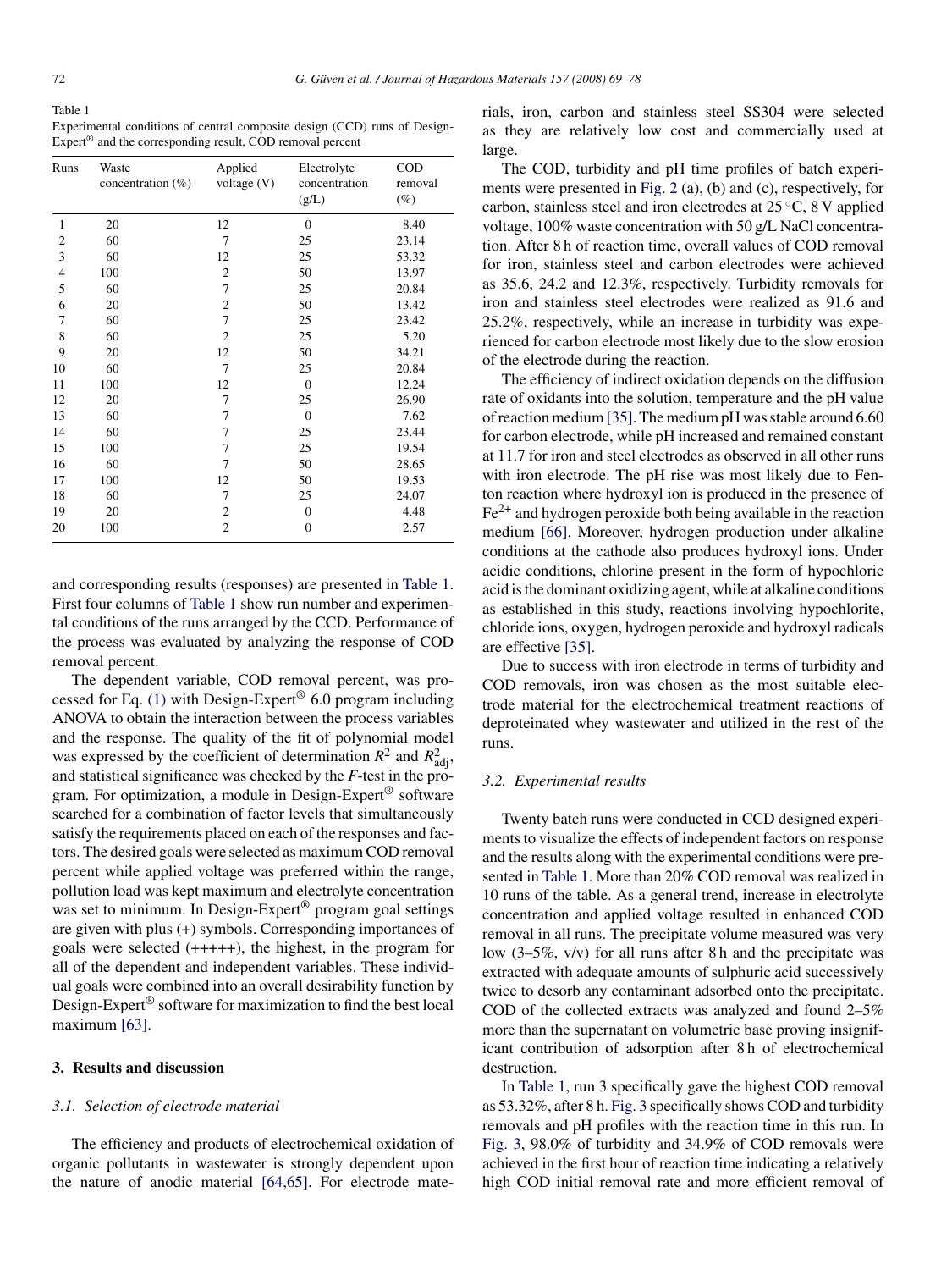Table 1
Experimental conditions of central composite design (CCD) runs of Design-Expert® and the corresponding result, COD removal percent

| Runs | Waste concentration (%) | Applied voltage (V) | Electrolyte concentration (g/L) | COD removal (%) |
|---|---|---|---|---|
| 1 | 20 | 12 | 0 | 8.40 |
| 2 | 60 | 7 | 25 | 23.14 |
| 3 | 60 | 12 | 25 | 53.32 |
| 4 | 100 | 2 | 50 | 13.97 |
| 5 | 60 | 7 | 25 | 20.84 |
| 6 | 20 | 2 | 50 | 13.42 |
| 7 | 60 | 7 | 25 | 23.42 |
| 8 | 60 | 2 | 25 | 5.20 |
| 9 | 20 | 12 | 50 | 34.21 |
| 10 | 60 | 7 | 25 | 20.84 |
| 11 | 100 | 12 | 0 | 12.24 |
| 12 | 20 | 7 | 25 | 26.90 |
| 13 | 60 | 7 | 0 | 7.62 |
| 14 | 60 | 7 | 25 | 23.44 |
| 15 | 100 | 7 | 25 | 19.54 |
| 16 | 60 | 7 | 50 | 28.65 |
| 17 | 100 | 12 | 50 | 19.53 |
| 18 | 60 | 7 | 25 | 24.07 |
| 19 | 20 | 2 | 0 | 4.48 |
| 20 | 100 | 2 | 0 | 2.57 |

and corresponding results (responses) are presented in Table 1. First four columns of Table 1 show run number and experimental conditions of the runs arranged by the CCD. Performance of the process was evaluated by analyzing the response of COD removal percent.

The dependent variable, COD removal percent, was processed for Eq. (1) with Design-Expert® 6.0 program including ANOVA to obtain the interaction between the process variables and the response. The quality of the fit of polynomial model was expressed by the coefficient of determination $R^2$ and $R^2_{\mathrm{adj}}$, and statistical significance was checked by the $F$-test in the program. For optimization, a module in Design-Expert® software searched for a combination of factor levels that simultaneously satisfy the requirements placed on each of the responses and factors. The desired goals were selected as maximum COD removal percent while applied voltage was preferred within the range, pollution load was kept maximum and electrolyte concentration was set to minimum. In Design-Expert® program goal settings are given with plus (+) symbols. Corresponding importances of goals were selected (+++++), the highest, in the program for all of the dependent and independent variables. These individual goals were combined into an overall desirability function by Design-Expert® software for maximization to find the best local maximum [63].

## 3. Results and discussion

### 3.1. Selection of electrode material

The efficiency and products of electrochemical oxidation of organic pollutants in wastewater is strongly dependent upon the nature of anodic material [64,65]. For electrode materials, iron, carbon and stainless steel SS304 were selected as they are relatively low cost and commercially used at large.

The COD, turbidity and pH time profiles of batch experiments were presented in Fig. 2 (a), (b) and (c), respectively, for carbon, stainless steel and iron electrodes at 25 °C, 8 V applied voltage, 100% waste concentration with 50 g/L NaCl concentration. After 8 h of reaction time, overall values of COD removal for iron, stainless steel and carbon electrodes were achieved as 35.6, 24.2 and 12.3%, respectively. Turbidity removals for iron and stainless steel electrodes were realized as 91.6 and 25.2%, respectively, while an increase in turbidity was experienced for carbon electrode most likely due to the slow erosion of the electrode during the reaction.

The efficiency of indirect oxidation depends on the diffusion rate of oxidants into the solution, temperature and the pH value of reaction medium [35]. The medium pH was stable around 6.60 for carbon electrode, while pH increased and remained constant at 11.7 for iron and steel electrodes as observed in all other runs with iron electrode. The pH rise was most likely due to Fenton reaction where hydroxyl ion is produced in the presence of $Fe^{2+}$ and hydrogen peroxide both being available in the reaction medium [66]. Moreover, hydrogen production under alkaline conditions at the cathode also produces hydroxyl ions. Under acidic conditions, chlorine present in the form of hypochloric acid is the dominant oxidizing agent, while at alkaline conditions as established in this study, reactions involving hypochlorite, chloride ions, oxygen, hydrogen peroxide and hydroxyl radicals are effective [35].

Due to success with iron electrode in terms of turbidity and COD removals, iron was chosen as the most suitable electrode material for the electrochemical treatment reactions of deproteinated whey wastewater and utilized in the rest of the runs.

### 3.2. Experimental results

Twenty batch runs were conducted in CCD designed experiments to visualize the effects of independent factors on response and the results along with the experimental conditions were presented in Table 1. More than 20% COD removal was realized in 10 runs of the table. As a general trend, increase in electrolyte concentration and applied voltage resulted in enhanced COD removal in all runs. The precipitate volume measured was very low (3–5%, v/v) for all runs after 8 h and the precipitate was extracted with adequate amounts of sulphuric acid successively twice to desorb any contaminant adsorbed onto the precipitate. COD of the collected extracts was analyzed and found 2–5% more than the supernatant on volumetric base proving insignificant contribution of adsorption after 8 h of electrochemical destruction.

In Table 1, run 3 specifically gave the highest COD removal as 53.32%, after 8 h. Fig. 3 specifically shows COD and turbidity removals and pH profiles with the reaction time in this run. In Fig. 3, 98.0% of turbidity and 34.9% of COD removals were achieved in the first hour of reaction time indicating a relatively high COD initial removal rate and more efficient removal of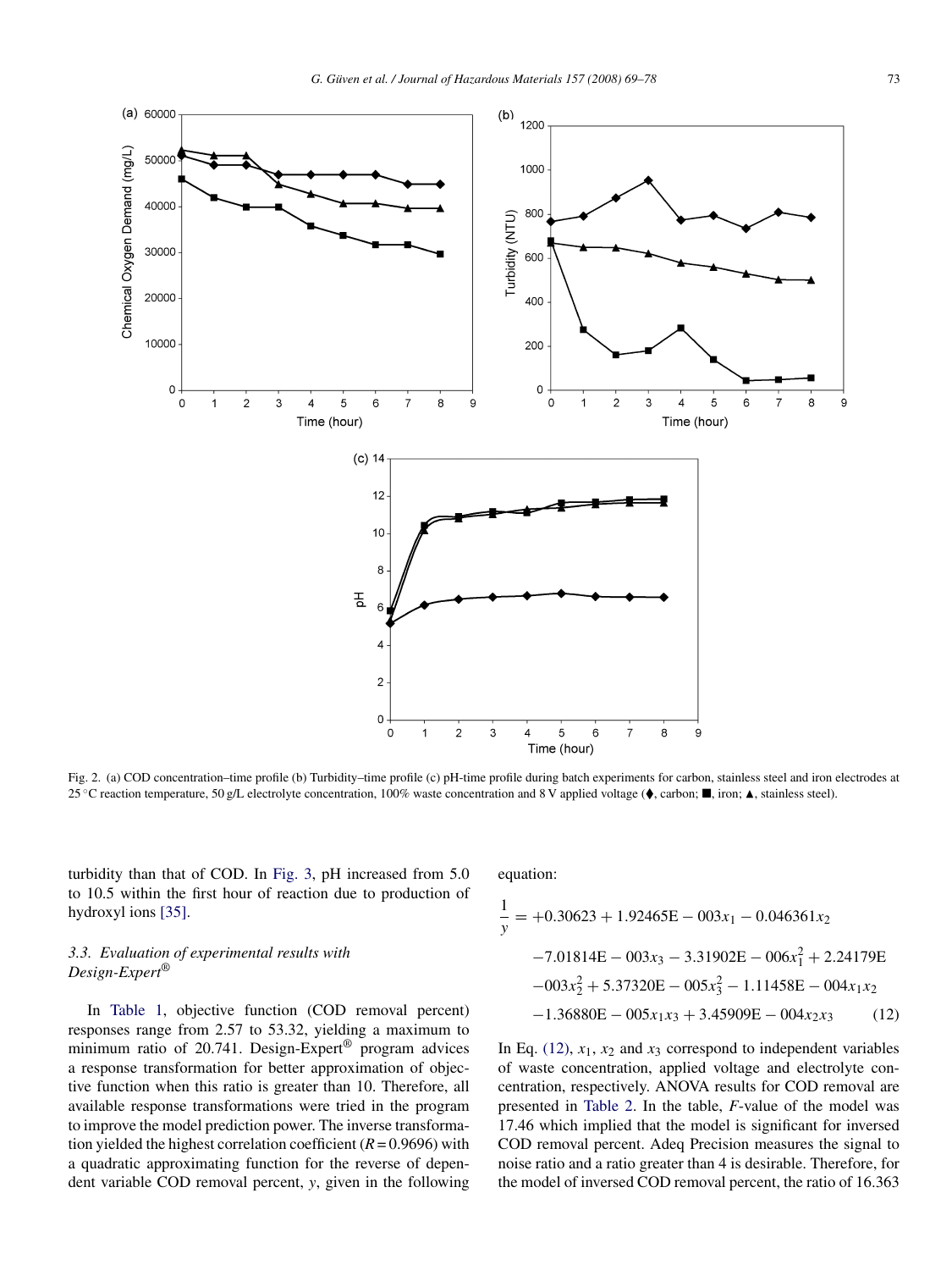Fig. 2. (a) COD concentration–time profile (b) Turbidity–time profile (c) pH-time profile during batch experiments for carbon, stainless steel and iron electrodes at 25 °C reaction temperature, 50 g/L electrolyte concentration, 100% waste concentration and 8 V applied voltage (♦, carbon; ■, iron; ▲, stainless steel).

turbidity than that of COD. In Fig. 3, pH increased from 5.0 to 10.5 within the first hour of reaction due to production of hydroxyl ions [35].

### 3.3. *Evaluation of experimental results with Design-Expert®*

In Table 1, objective function (COD removal percent) responses range from 2.57 to 53.32, yielding a maximum to minimum ratio of 20.741. Design-Expert® program advices a response transformation for better approximation of objective function when this ratio is greater than 10. Therefore, all available response transformations were tried in the program to improve the model prediction power. The inverse transformation yielded the highest correlation coefficient ($R = 0.9696$) with a quadratic approximating function for the reverse of dependent variable COD removal percent, $y$, given in the following equation:

$$\begin{aligned}\frac{1}{y} = {} & +0.30623 + 1.92465\text{E} - 003x_1 - 0.046361x_2 \\ & -7.01814\text{E} - 003x_3 - 3.31902\text{E} - 006x_1^2 + 2.24179\text{E} \\ & -003x_2^2 + 5.37320\text{E} - 005x_3^2 - 1.11458\text{E} - 004x_1x_2 \\ & -1.36880\text{E} - 005x_1x_3 + 3.45909\text{E} - 004x_2x_3 \qquad (12)\end{aligned}$$

In Eq. (12), $x_1$, $x_2$ and $x_3$ correspond to independent variables of waste concentration, applied voltage and electrolyte concentration, respectively. ANOVA results for COD removal are presented in Table 2. In the table, $F$-value of the model was 17.46 which implied that the model is significant for inversed COD removal percent. Adeq Precision measures the signal to noise ratio and a ratio greater than 4 is desirable. Therefore, for the model of inversed COD removal percent, the ratio of 16.363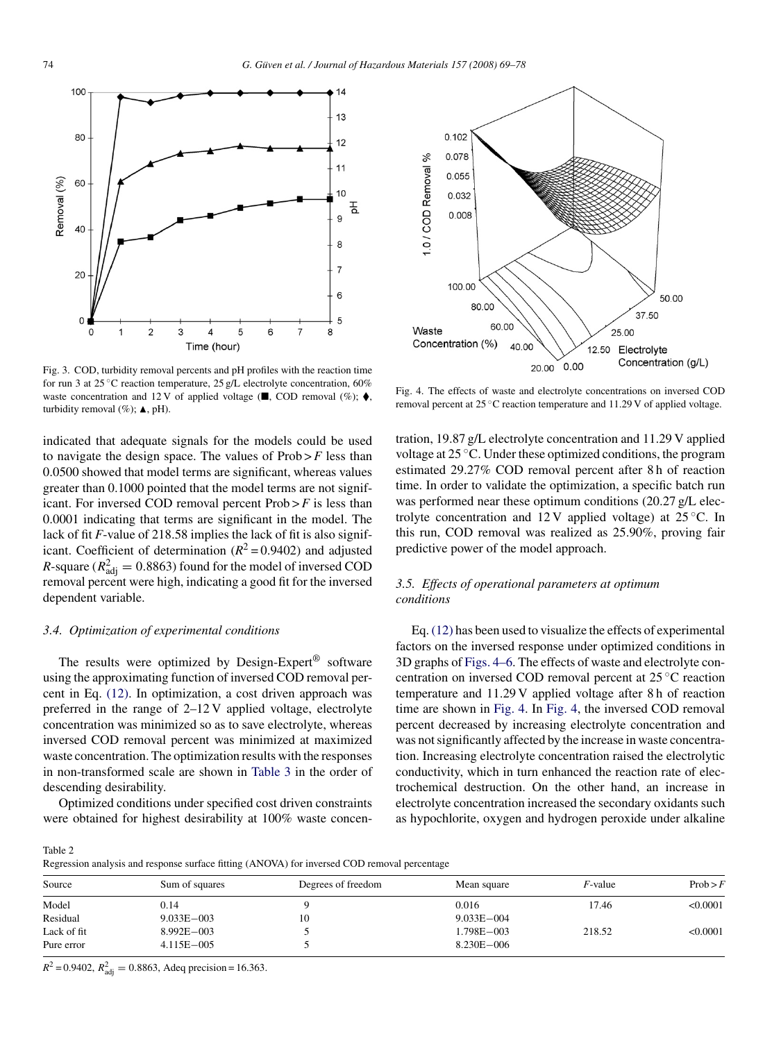Fig. 3. COD, turbidity removal percents and pH profiles with the reaction time for run 3 at 25 °C reaction temperature, 25 g/L electrolyte concentration, 60% waste concentration and 12 V of applied voltage (■, COD removal (%); ♦, turbidity removal (%); ▲, pH).

Fig. 4. The effects of waste and electrolyte concentrations on inversed COD removal percent at 25 °C reaction temperature and 11.29 V of applied voltage.

indicated that adequate signals for the models could be used to navigate the design space. The values of Prob > $F$ less than 0.0500 showed that model terms are significant, whereas values greater than 0.1000 pointed that the model terms are not significant. For inversed COD removal percent Prob > $F$ is less than 0.0001 indicating that terms are significant in the model. The lack of fit $F$-value of 218.58 implies the lack of fit is also significant. Coefficient of determination ($R^2$ = 0.9402) and adjusted $R$-square ($R^2_{\text{adj}} = 0.8863$) found for the model of inversed COD removal percent were high, indicating a good fit for the inversed dependent variable.

### 3.4. Optimization of experimental conditions

The results were optimized by Design-Expert® software using the approximating function of inversed COD removal percent in Eq. (12). In optimization, a cost driven approach was preferred in the range of 2–12 V applied voltage, electrolyte concentration was minimized so as to save electrolyte, whereas inversed COD removal percent was minimized at maximized waste concentration. The optimization results with the responses in non-transformed scale are shown in Table 3 in the order of descending desirability.

Optimized conditions under specified cost driven constraints were obtained for highest desirability at 100% waste concentration, 19.87 g/L electrolyte concentration and 11.29 V applied voltage at 25 °C. Under these optimized conditions, the program estimated 29.27% COD removal percent after 8 h of reaction time. In order to validate the optimization, a specific batch run was performed near these optimum conditions (20.27 g/L electrolyte concentration and 12 V applied voltage) at 25 °C. In this run, COD removal was realized as 25.90%, proving fair predictive power of the model approach.

### 3.5. Effects of operational parameters at optimum conditions

Eq. (12) has been used to visualize the effects of experimental factors on the inversed response under optimized conditions in 3D graphs of Figs. 4–6. The effects of waste and electrolyte concentration on inversed COD removal percent at 25 °C reaction temperature and 11.29 V applied voltage after 8 h of reaction time are shown in Fig. 4. In Fig. 4, the inversed COD removal percent decreased by increasing electrolyte concentration and was not significantly affected by the increase in waste concentration. Increasing electrolyte concentration raised the electrolytic conductivity, which in turn enhanced the reaction rate of electrochemical destruction. On the other hand, an increase in electrolyte concentration increased the secondary oxidants such as hypochlorite, oxygen and hydrogen peroxide under alkaline

Table 2
Regression analysis and response surface fitting (ANOVA) for inversed COD removal percentage

| Source | Sum of squares | Degrees of freedom | Mean square | $F$-value | Prob > $F$ |
|---|---|---|---|---|---|
| Model | 0.14 | 9 | 0.016 | 17.46 | <0.0001 |
| Residual | 9.033E−003 | 10 | 9.033E−004 | | |
| Lack of fit | 8.992E−003 | 5 | 1.798E−003 | 218.52 | <0.0001 |
| Pure error | 4.115E−005 | 5 | 8.230E−006 | | |

$R^2$ = 0.9402, $R^2_{\text{adj}} = 0.8863$, Adeq precision = 16.363.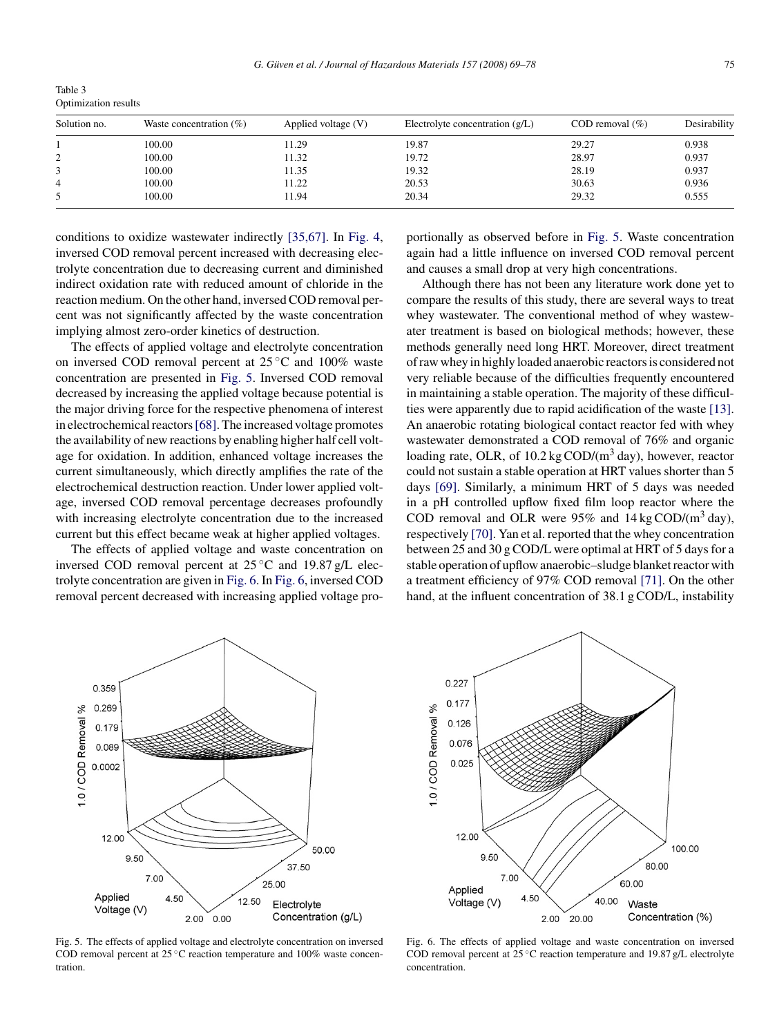Table 3
Optimization results

| Solution no. | Waste concentration (%) | Applied voltage (V) | Electrolyte concentration (g/L) | COD removal (%) | Desirability |
|---|---|---|---|---|---|
| 1 | 100.00 | 11.29 | 19.87 | 29.27 | 0.938 |
| 2 | 100.00 | 11.32 | 19.72 | 28.97 | 0.937 |
| 3 | 100.00 | 11.35 | 19.32 | 28.19 | 0.937 |
| 4 | 100.00 | 11.22 | 20.53 | 30.63 | 0.936 |
| 5 | 100.00 | 11.94 | 20.34 | 29.32 | 0.555 |

conditions to oxidize wastewater indirectly [35,67]. In Fig. 4, inversed COD removal percent increased with decreasing electrolyte concentration due to decreasing current and diminished indirect oxidation rate with reduced amount of chloride in the reaction medium. On the other hand, inversed COD removal percent was not significantly affected by the waste concentration implying almost zero-order kinetics of destruction.

The effects of applied voltage and electrolyte concentration on inversed COD removal percent at 25 °C and 100% waste concentration are presented in Fig. 5. Inversed COD removal decreased by increasing the applied voltage because potential is the major driving force for the respective phenomena of interest in electrochemical reactors [68]. The increased voltage promotes the availability of new reactions by enabling higher half cell voltage for oxidation. In addition, enhanced voltage increases the current simultaneously, which directly amplifies the rate of the electrochemical destruction reaction. Under lower applied voltage, inversed COD removal percentage decreases profoundly with increasing electrolyte concentration due to the increased current but this effect became weak at higher applied voltages.

The effects of applied voltage and waste concentration on inversed COD removal percent at 25 °C and 19.87 g/L electrolyte concentration are given in Fig. 6. In Fig. 6, inversed COD removal percent decreased with increasing applied voltage proportionally as observed before in Fig. 5. Waste concentration again had a little influence on inversed COD removal percent and causes a small drop at very high concentrations.

Although there has not been any literature work done yet to compare the results of this study, there are several ways to treat whey wastewater. The conventional method of whey wastewater treatment is based on biological methods; however, these methods generally need long HRT. Moreover, direct treatment of raw whey in highly loaded anaerobic reactors is considered not very reliable because of the difficulties frequently encountered in maintaining a stable operation. The majority of these difficulties were apparently due to rapid acidification of the waste [13]. An anaerobic rotating biological contact reactor fed with whey wastewater demonstrated a COD removal of 76% and organic loading rate, OLR, of 10.2 kg COD/($m^3$ day), however, reactor could not sustain a stable operation at HRT values shorter than 5 days [69]. Similarly, a minimum HRT of 5 days was needed in a pH controlled upflow fixed film loop reactor where the COD removal and OLR were 95% and 14 kg COD/($m^3$ day), respectively [70]. Yan et al. reported that the whey concentration between 25 and 30 g COD/L were optimal at HRT of 5 days for a stable operation of upflow anaerobic–sludge blanket reactor with a treatment efficiency of 97% COD removal [71]. On the other hand, at the influent concentration of 38.1 g COD/L, instability

Fig. 5. The effects of applied voltage and electrolyte concentration on inversed COD removal percent at 25 °C reaction temperature and 100% waste concentration.

Fig. 6. The effects of applied voltage and waste concentration on inversed COD removal percent at 25 °C reaction temperature and 19.87 g/L electrolyte concentration.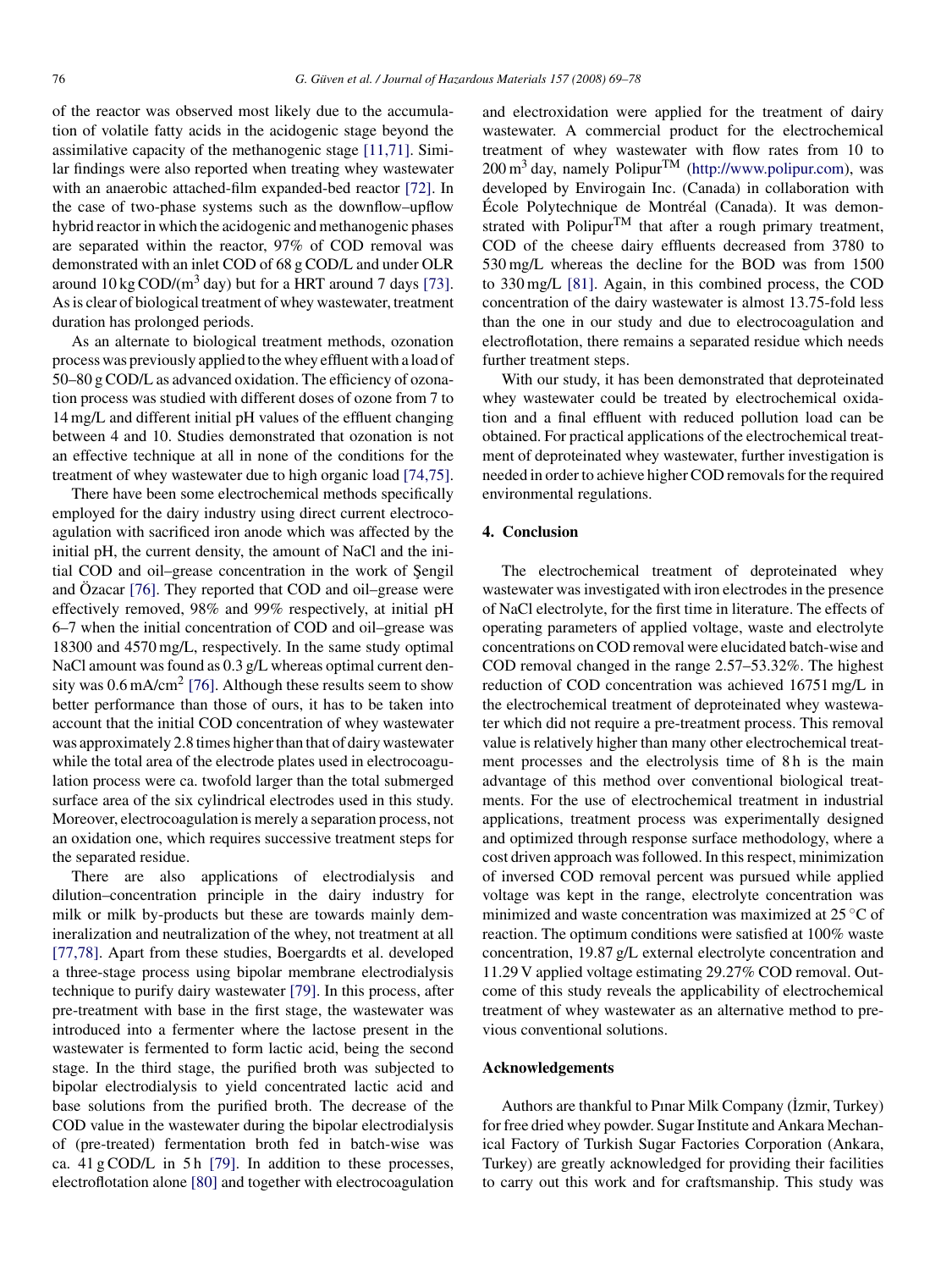of the reactor was observed most likely due to the accumulation of volatile fatty acids in the acidogenic stage beyond the assimilative capacity of the methanogenic stage [11,71]. Similar findings were also reported when treating whey wastewater with an anaerobic attached-film expanded-bed reactor [72]. In the case of two-phase systems such as the downflow–upflow hybrid reactor in which the acidogenic and methanogenic phases are separated within the reactor, 97% of COD removal was demonstrated with an inlet COD of 68 g COD/L and under OLR around 10 kg COD/($m^3$ day) but for a HRT around 7 days [73]. As is clear of biological treatment of whey wastewater, treatment duration has prolonged periods.

As an alternate to biological treatment methods, ozonation process was previously applied to the whey effluent with a load of 50–80 g COD/L as advanced oxidation. The efficiency of ozonation process was studied with different doses of ozone from 7 to 14 mg/L and different initial pH values of the effluent changing between 4 and 10. Studies demonstrated that ozonation is not an effective technique at all in none of the conditions for the treatment of whey wastewater due to high organic load [74,75].

There have been some electrochemical methods specifically employed for the dairy industry using direct current electrocoagulation with sacrificed iron anode which was affected by the initial pH, the current density, the amount of NaCl and the initial COD and oil–grease concentration in the work of Şengil and Özacar [76]. They reported that COD and oil–grease were effectively removed, 98% and 99% respectively, at initial pH 6–7 when the initial concentration of COD and oil–grease was 18300 and 4570 mg/L, respectively. In the same study optimal NaCl amount was found as 0.3 g/L whereas optimal current density was 0.6 mA/$cm^2$ [76]. Although these results seem to show better performance than those of ours, it has to be taken into account that the initial COD concentration of whey wastewater was approximately 2.8 times higher than that of dairy wastewater while the total area of the electrode plates used in electrocoagulation process were ca. twofold larger than the total submerged surface area of the six cylindrical electrodes used in this study. Moreover, electrocoagulation is merely a separation process, not an oxidation one, which requires successive treatment steps for the separated residue.

There are also applications of electrodialysis and dilution–concentration principle in the dairy industry for milk or milk by-products but these are towards mainly demineralization and neutralization of the whey, not treatment at all [77,78]. Apart from these studies, Boergardts et al. developed a three-stage process using bipolar membrane electrodialysis technique to purify dairy wastewater [79]. In this process, after pre-treatment with base in the first stage, the wastewater was introduced into a fermenter where the lactose present in the wastewater is fermented to form lactic acid, being the second stage. In the third stage, the purified broth was subjected to bipolar electrodialysis to yield concentrated lactic acid and base solutions from the purified broth. The decrease of the COD value in the wastewater during the bipolar electrodialysis of (pre-treated) fermentation broth fed in batch-wise was ca. 41 g COD/L in 5 h [79]. In addition to these processes, electroflotation alone [80] and together with electrocoagulation and electroxidation were applied for the treatment of dairy wastewater. A commercial product for the electrochemical treatment of whey wastewater with flow rates from 10 to 200 $m^3$ day, namely Polipur$^{TM}$ (http://www.polipur.com), was developed by Envirogain Inc. (Canada) in collaboration with École Polytechnique de Montréal (Canada). It was demonstrated with Polipur$^{TM}$ that after a rough primary treatment, COD of the cheese dairy effluents decreased from 3780 to 530 mg/L whereas the decline for the BOD was from 1500 to 330 mg/L [81]. Again, in this combined process, the COD concentration of the dairy wastewater is almost 13.75-fold less than the one in our study and due to electrocoagulation and electroflotation, there remains a separated residue which needs further treatment steps.

With our study, it has been demonstrated that deproteinated whey wastewater could be treated by electrochemical oxidation and a final effluent with reduced pollution load can be obtained. For practical applications of the electrochemical treatment of deproteinated whey wastewater, further investigation is needed in order to achieve higher COD removals for the required environmental regulations.

## 4. Conclusion

The electrochemical treatment of deproteinated whey wastewater was investigated with iron electrodes in the presence of NaCl electrolyte, for the first time in literature. The effects of operating parameters of applied voltage, waste and electrolyte concentrations on COD removal were elucidated batch-wise and COD removal changed in the range 2.57–53.32%. The highest reduction of COD concentration was achieved 16751 mg/L in the electrochemical treatment of deproteinated whey wastewater which did not require a pre-treatment process. This removal value is relatively higher than many other electrochemical treatment processes and the electrolysis time of 8 h is the main advantage of this method over conventional biological treatments. For the use of electrochemical treatment in industrial applications, treatment process was experimentally designed and optimized through response surface methodology, where a cost driven approach was followed. In this respect, minimization of inversed COD removal percent was pursued while applied voltage was kept in the range, electrolyte concentration was minimized and waste concentration was maximized at 25 °C of reaction. The optimum conditions were satisfied at 100% waste concentration, 19.87 g/L external electrolyte concentration and 11.29 V applied voltage estimating 29.27% COD removal. Outcome of this study reveals the applicability of electrochemical treatment of whey wastewater as an alternative method to previous conventional solutions.

## Acknowledgements

Authors are thankful to Pınar Milk Company (İzmir, Turkey) for free dried whey powder. Sugar Institute and Ankara Mechanical Factory of Turkish Sugar Factories Corporation (Ankara, Turkey) are greatly acknowledged for providing their facilities to carry out this work and for craftsmanship. This study was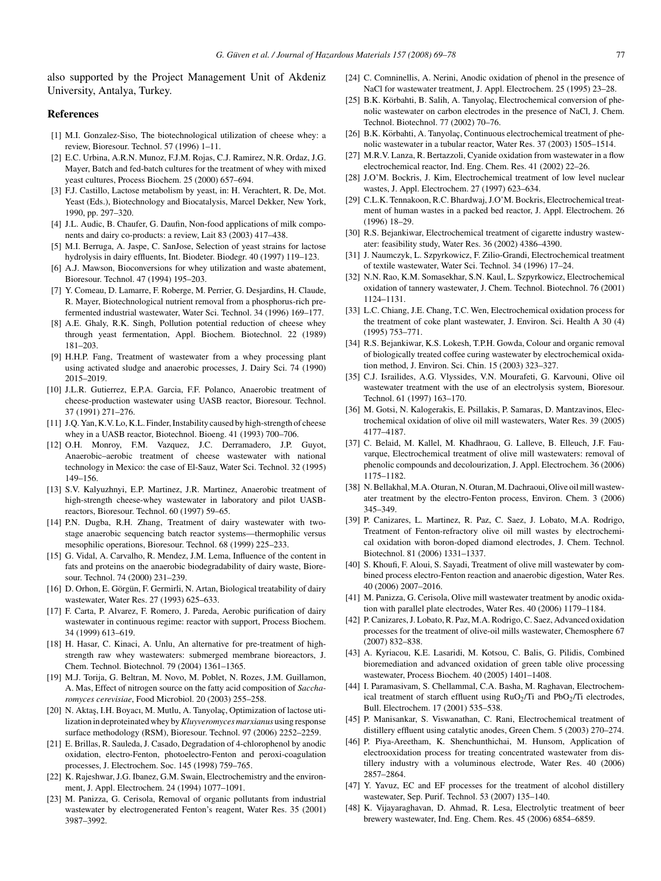also supported by the Project Management Unit of Akdeniz University, Antalya, Turkey.

## References

[1] M.I. Gonzalez-Siso, The biotechnological utilization of cheese whey: a review, Bioresour. Technol. 57 (1996) 1–11.

[2] E.C. Urbina, A.R.N. Munoz, F.J.M. Rojas, C.J. Ramirez, N.R. Ordaz, J.G. Mayer, Batch and fed-batch cultures for the treatment of whey with mixed yeast cultures, Process Biochem. 25 (2000) 657–694.

[3] F.J. Castillo, Lactose metabolism by yeast, in: H. Verachtert, R. De, Mot. Yeast (Eds.), Biotechnology and Biocatalysis, Marcel Dekker, New York, 1990, pp. 297–320.

[4] J.L. Audic, B. Chaufer, G. Daufin, Non-food applications of milk components and dairy co-products: a review, Lait 83 (2003) 417–438.

[5] M.I. Berruga, A. Jaspe, C. SanJose, Selection of yeast strains for lactose hydrolysis in dairy effluents, Int. Biodeter. Biodegr. 40 (1997) 119–123.

[6] A.J. Mawson, Bioconversions for whey utilization and waste abatement, Bioresour. Technol. 47 (1994) 195–203.

[7] Y. Comeau, D. Lamarre, F. Roberge, M. Perrier, G. Desjardins, H. Claude, R. Mayer, Biotechnological nutrient removal from a phosphorus-rich prefermented industrial wastewater, Water Sci. Technol. 34 (1996) 169–177.

[8] A.E. Ghaly, R.K. Singh, Pollution potential reduction of cheese whey through yeast fermentation, Appl. Biochem. Biotechnol. 22 (1989) 181–203.

[9] H.H.P. Fang, Treatment of wastewater from a whey processing plant using activated sludge and anaerobic processes, J. Dairy Sci. 74 (1990) 2015–2019.

[10] J.L.R. Gutierrez, E.P.A. Garcia, F.F. Polanco, Anaerobic treatment of cheese-production wastewater using UASB reactor, Bioresour. Technol. 37 (1991) 271–276.

[11] J.Q. Yan, K.V. Lo, K.L. Finder, Instability caused by high-strength of cheese whey in a UASB reactor, Biotechnol. Bioeng. 41 (1993) 700–706.

[12] O.H. Monroy, F.M. Vazquez, J.C. Derramadero, J.P. Guyot, Anaerobic–aerobic treatment of cheese wastewater with national technology in Mexico: the case of El-Sauz, Water Sci. Technol. 32 (1995) 149–156.

[13] S.V. Kalyuzhnyi, E.P. Martinez, J.R. Martinez, Anaerobic treatment of high-strength cheese-whey wastewater in laboratory and pilot UASB-reactors, Bioresour. Technol. 60 (1997) 59–65.

[14] P.N. Dugba, R.H. Zhang, Treatment of dairy wastewater with two-stage anaerobic sequencing batch reactor systems—thermophilic versus mesophilic operations, Bioresour. Technol. 68 (1999) 225–233.

[15] G. Vidal, A. Carvalho, R. Mendez, J.M. Lema, Influence of the content in fats and proteins on the anaerobic biodegradability of dairy waste, Bioresour. Technol. 74 (2000) 231–239.

[16] D. Orhon, E. Görgün, F. Germirli, N. Artan, Biological treatability of dairy wastewater, Water Res. 27 (1993) 625–633.

[17] F. Carta, P. Alvarez, F. Romero, J. Pareda, Aerobic purification of dairy wastewater in continuous regime: reactor with support, Process Biochem. 34 (1999) 613–619.

[18] H. Hasar, C. Kinaci, A. Unlu, An alternative for pre-treatment of high-strength raw whey wastewaters: submerged membrane bioreactors, J. Chem. Technol. Biotechnol. 79 (2004) 1361–1365.

[19] M.J. Torija, G. Beltran, M. Novo, M. Poblet, N. Rozes, J.M. Guillamon, A. Mas, Effect of nitrogen source on the fatty acid composition of *Saccharomyces cerevisiae*, Food Microbiol. 20 (2003) 255–258.

[20] N. Aktaş, I.H. Boyacı, M. Mutlu, A. Tanyolaç, Optimization of lactose utilization in deproteinated whey by *Kluyveromyces marxianus* using response surface methodology (RSM), Bioresour. Technol. 97 (2006) 2252–2259.

[21] E. Brillas, R. Sauleda, J. Casado, Degradation of 4-chlorophenol by anodic oxidation, electro-Fenton, photoelectro-Fenton and peroxi-coagulation processes, J. Electrochem. Soc. 145 (1998) 759–765.

[22] K. Rajeshwar, J.G. Ibanez, G.M. Swain, Electrochemistry and the environment, J. Appl. Electrochem. 24 (1994) 1077–1091.

[23] M. Panizza, G. Cerisola, Removal of organic pollutants from industrial wastewater by electrogenerated Fenton's reagent, Water Res. 35 (2001) 3987–3992.

[24] C. Comninellis, A. Nerini, Anodic oxidation of phenol in the presence of NaCl for wastewater treatment, J. Appl. Electrochem. 25 (1995) 23–28.

[25] B.K. Körbahti, B. Salih, A. Tanyolaç, Electrochemical conversion of phenolic wastewater on carbon electrodes in the presence of NaCl, J. Chem. Technol. Biotechnol. 77 (2002) 70–76.

[26] B.K. Körbahti, A. Tanyolaç, Continuous electrochemical treatment of phenolic wastewater in a tubular reactor, Water Res. 37 (2003) 1505–1514.

[27] M.R.V. Lanza, R. Bertazzoli, Cyanide oxidation from wastewater in a flow electrochemical reactor, Ind. Eng. Chem. Res. 41 (2002) 22–26.

[28] J.O'M. Bockris, J. Kim, Electrochemical treatment of low level nuclear wastes, J. Appl. Electrochem. 27 (1997) 623–634.

[29] C.L.K. Tennakoon, R.C. Bhardwaj, J.O'M. Bockris, Electrochemical treatment of human wastes in a packed bed reactor, J. Appl. Electrochem. 26 (1996) 18–29.

[30] R.S. Bejankiwar, Electrochemical treatment of cigarette industry wastewater: feasibility study, Water Res. 36 (2002) 4386–4390.

[31] J. Naumczyk, L. Szpyrkowicz, F. Zilio-Grandi, Electrochemical treatment of textile wastewater, Water Sci. Technol. 34 (1996) 17–24.

[32] N.N. Rao, K.M. Somasekhar, S.N. Kaul, L. Szpyrkowicz, Electrochemical oxidation of tannery wastewater, J. Chem. Technol. Biotechnol. 76 (2001) 1124–1131.

[33] L.C. Chiang, J.E. Chang, T.C. Wen, Electrochemical oxidation process for the treatment of coke plant wastewater, J. Environ. Sci. Health A 30 (4) (1995) 753–771.

[34] R.S. Bejankiwar, K.S. Lokesh, T.P.H. Gowda, Colour and organic removal of biologically treated coffee curing wastewater by electrochemical oxidation method, J. Environ. Sci. Chin. 15 (2003) 323–327.

[35] C.J. Israilides, A.G. Vlyssides, V.N. Mourafeti, G. Karvouni, Olive oil wastewater treatment with the use of an electrolysis system, Bioresour. Technol. 61 (1997) 163–170.

[36] M. Gotsi, N. Kalogerakis, E. Psillakis, P. Samaras, D. Mantzavinos, Electrochemical oxidation of olive oil mill wastewaters, Water Res. 39 (2005) 4177–4187.

[37] C. Belaid, M. Kallel, M. Khadhraou, G. Lalleve, B. Elleuch, J.F. Fauvarque, Electrochemical treatment of olive mill wastewaters: removal of phenolic compounds and decolourization, J. Appl. Electrochem. 36 (2006) 1175–1182.

[38] N. Bellakhal, M.A. Oturan, N. Oturan, M. Dachraoui, Olive oil mill wastewater treatment by the electro-Fenton process, Environ. Chem. 3 (2006) 345–349.

[39] P. Canizares, L. Martinez, R. Paz, C. Saez, J. Lobato, M.A. Rodrigo, Treatment of Fenton-refractory olive oil mill wastes by electrochemical oxidation with boron-doped diamond electrodes, J. Chem. Technol. Biotechnol. 81 (2006) 1331–1337.

[40] S. Khoufi, F. Aloui, S. Sayadi, Treatment of olive mill wastewater by combined process electro-Fenton reaction and anaerobic digestion, Water Res. 40 (2006) 2007–2016.

[41] M. Panizza, G. Cerisola, Olive mill wastewater treatment by anodic oxidation with parallel plate electrodes, Water Res. 40 (2006) 1179–1184.

[42] P. Canizares, J. Lobato, R. Paz, M.A. Rodrigo, C. Saez, Advanced oxidation processes for the treatment of olive-oil mills wastewater, Chemosphere 67 (2007) 832–838.

[43] A. Kyriacou, K.E. Lasaridi, M. Kotsou, C. Balis, G. Pilidis, Combined bioremediation and advanced oxidation of green table olive processing wastewater, Process Biochem. 40 (2005) 1401–1408.

[44] I. Paramasivam, S. Chellammal, C.A. Basha, M. Raghavan, Electrochemical treatment of starch effluent using $RuO_2$/Ti and $PbO_2$/Ti electrodes, Bull. Electrochem. 17 (2001) 535–538.

[45] P. Manisankar, S. Viswanathan, C. Rani, Electrochemical treatment of distillery effluent using catalytic anodes, Green Chem. 5 (2003) 270–274.

[46] P. Piya-Areetham, K. Shenchunthichai, M. Hunsom, Application of electrooxidation process for treating concentrated wastewater from distillery industry with a voluminous electrode, Water Res. 40 (2006) 2857–2864.

[47] Y. Yavuz, EC and EF processes for the treatment of alcohol distillery wastewater, Sep. Purif. Technol. 53 (2007) 135–140.

[48] K. Vijayaraghavan, D. Ahmad, R. Lesa, Electrolytic treatment of beer brewery wastewater, Ind. Eng. Chem. Res. 45 (2006) 6854–6859.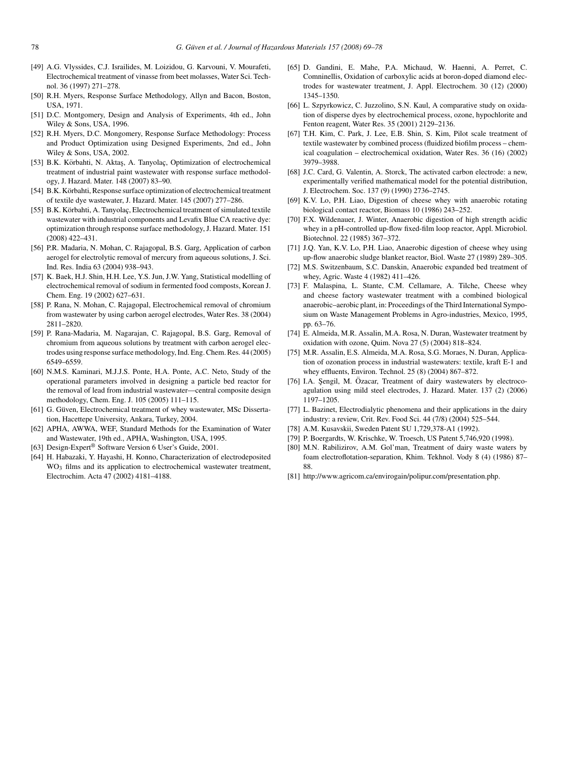[49] A.G. Vlyssides, C.J. Israilides, M. Loizidou, G. Karvouni, V. Mourafeti, Electrochemical treatment of vinasse from beet molasses, Water Sci. Technol. 36 (1997) 271–278.

[50] R.H. Myers, Response Surface Methodology, Allyn and Bacon, Boston, USA, 1971.

[51] D.C. Montgomery, Design and Analysis of Experiments, 4th ed., John Wiley & Sons, USA, 1996.

[52] R.H. Myers, D.C. Mongomery, Response Surface Methodology: Process and Product Optimization using Designed Experiments, 2nd ed., John Wiley & Sons, USA, 2002.

[53] B.K. Körbahti, N. Aktaş, A. Tanyolaç, Optimization of electrochemical treatment of industrial paint wastewater with response surface methodology, J. Hazard. Mater. 148 (2007) 83–90.

[54] B.K. Körbahti, Response surface optimization of electrochemical treatment of textile dye wastewater, J. Hazard. Mater. 145 (2007) 277–286.

[55] B.K. Körbahti, A. Tanyolaç, Electrochemical treatment of simulated textile wastewater with industrial components and Levafix Blue CA reactive dye: optimization through response surface methodology, J. Hazard. Mater. 151 (2008) 422–431.

[56] P.R. Madaria, N. Mohan, C. Rajagopal, B.S. Garg, Application of carbon aerogel for electrolytic removal of mercury from aqueous solutions, J. Sci. Ind. Res. India 63 (2004) 938–943.

[57] K. Baek, H.J. Shin, H.H. Lee, Y.S. Jun, J.W. Yang, Statistical modelling of electrochemical removal of sodium in fermented food composts, Korean J. Chem. Eng. 19 (2002) 627–631.

[58] P. Rana, N. Mohan, C. Rajagopal, Electrochemical removal of chromium from wastewater by using carbon aerogel electrodes, Water Res. 38 (2004) 2811–2820.

[59] P. Rana-Madaria, M. Nagarajan, C. Rajagopal, B.S. Garg, Removal of chromium from aqueous solutions by treatment with carbon aerogel electrodes using response surface methodology, Ind. Eng. Chem. Res. 44 (2005) 6549–6559.

[60] N.M.S. Kaminari, M.J.J.S. Ponte, H.A. Ponte, A.C. Neto, Study of the operational parameters involved in designing a particle bed reactor for the removal of lead from industrial wastewater—central composite design methodology, Chem. Eng. J. 105 (2005) 111–115.

[61] G. Güven, Electrochemical treatment of whey wastewater, MSc Dissertation, Hacettepe University, Ankara, Turkey, 2004.

[62] APHA, AWWA, WEF, Standard Methods for the Examination of Water and Wastewater, 19th ed., APHA, Washington, USA, 1995.

[63] Design-Expert® Software Version 6 User's Guide, 2001.

[64] H. Habazaki, Y. Hayashi, H. Konno, Characterization of electrodeposited $WO_3$ films and its application to electrochemical wastewater treatment, Electrochim. Acta 47 (2002) 4181–4188.

[65] D. Gandini, E. Mahe, P.A. Michaud, W. Haenni, A. Perret, C. Comninellis, Oxidation of carboxylic acids at boron-doped diamond electrodes for wastewater treatment, J. Appl. Electrochem. 30 (12) (2000) 1345–1350.

[66] L. Szpyrkowicz, C. Juzzolino, S.N. Kaul, A comparative study on oxidation of disperse dyes by electrochemical process, ozone, hypochlorite and Fenton reagent, Water Res. 35 (2001) 2129–2136.

[67] T.H. Kim, C. Park, J. Lee, E.B. Shin, S. Kim, Pilot scale treatment of textile wastewater by combined process (fluidized biofilm process – chemical coagulation – electrochemical oxidation, Water Res. 36 (16) (2002) 3979–3988.

[68] J.C. Card, G. Valentin, A. Storck, The activated carbon electrode: a new, experimentally verified mathematical model for the potential distribution, J. Electrochem. Soc. 137 (9) (1990) 2736–2745.

[69] K.V. Lo, P.H. Liao, Digestion of cheese whey with anaerobic rotating biological contact reactor, Biomass 10 (1986) 243–252.

[70] F.X. Wildenauer, J. Winter, Anaerobic digestion of high strength acidic whey in a pH-controlled up-flow fixed-film loop reactor, Appl. Microbiol. Biotechnol. 22 (1985) 367–372.

[71] J.Q. Yan, K.V. Lo, P.H. Liao, Anaerobic digestion of cheese whey using up-flow anaerobic sludge blanket reactor, Biol. Waste 27 (1989) 289–305.

[72] M.S. Switzenbaum, S.C. Danskin, Anaerobic expanded bed treatment of whey, Agric. Waste 4 (1982) 411–426.

[73] F. Malaspina, L. Stante, C.M. Cellamare, A. Tilche, Cheese whey and cheese factory wastewater treatment with a combined biological anaerobic–aerobic plant, in: Proceedings of the Third International Symposium on Waste Management Problems in Agro-industries, Mexico, 1995, pp. 63–76.

[74] E. Almeida, M.R. Assalin, M.A. Rosa, N. Duran, Wastewater treatment by oxidation with ozone, Quim. Nova 27 (5) (2004) 818–824.

[75] M.R. Assalin, E.S. Almeida, M.A. Rosa, S.G. Moraes, N. Duran, Application of ozonation process in industrial wastewaters: textile, kraft E-1 and whey effluents, Environ. Technol. 25 (8) (2004) 867–872.

[76] I.A. Şengil, M. Özacar, Treatment of dairy wastewaters by electrocoagulation using mild steel electrodes, J. Hazard. Mater. 137 (2) (2006) 1197–1205.

[77] L. Bazinet, Electrodialytic phenomena and their applications in the dairy industry: a review, Crit. Rev. Food Sci. 44 (7/8) (2004) 525–544.

[78] A.M. Kusavskii, Sweden Patent SU 1,729,378-A1 (1992).

[79] P. Boergardts, W. Krischke, W. Troesch, US Patent 5,746,920 (1998).

[80] M.N. Rabilizirov, A.M. Gol'man, Treatment of dairy waste waters by foam electroflotation-separation, Khim. Tekhnol. Vody 8 (4) (1986) 87–88.

[81] http://www.agricom.ca/envirogain/polipur.com/presentation.php.